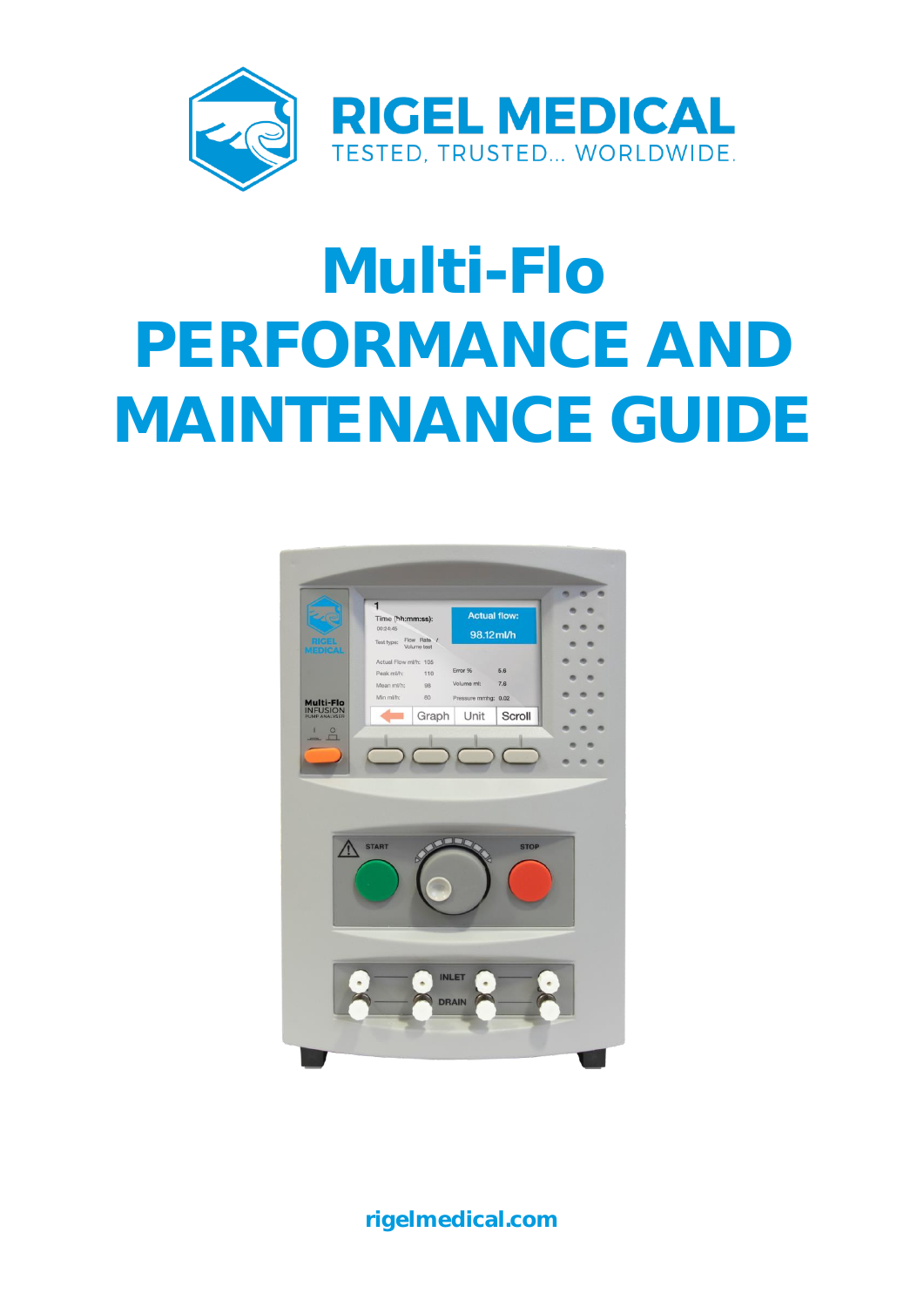RIGEL MEDICAL

TESTED, TRUSTED... WORLDWIDE.

# Multi-Flo PERFORMANCE AND MAINTENANCE GUIDE

rigelmedical.com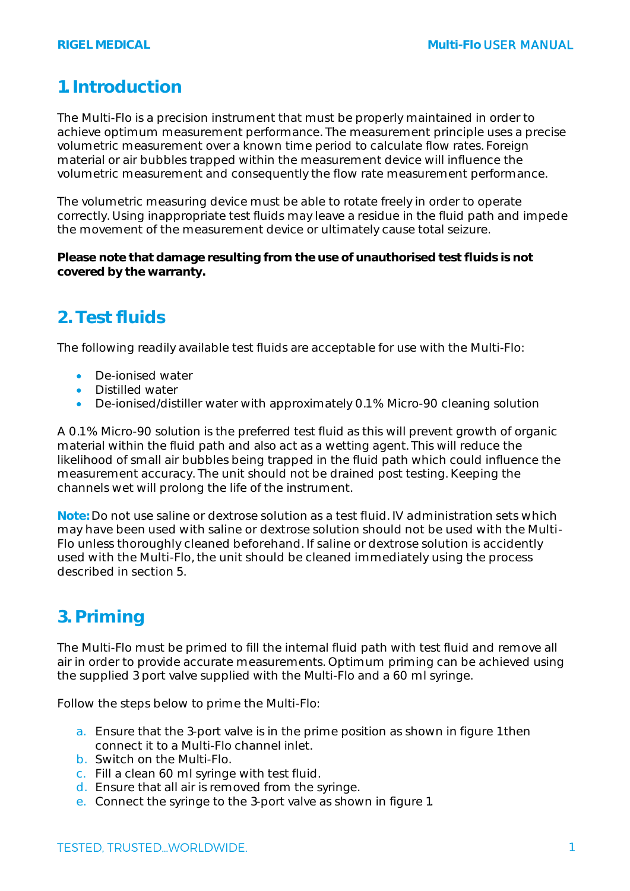# 1. Introduction

The Multi-Flo is a precision instrument that must be properly maintained in order to achieve optimum measurement performance. The measurement principle uses a precise volumetric measurement over a known time period to calculate flow rates. Foreign material or air bubbles trapped within the measurement device will influence the volumetric measurement and consequently the flow rate measurement performance.

The volumetric measuring device must be able to rotate freely in order to operate correctly. Using inappropriate test fluids may leave a residue in the fluid path and impede the movement of the measurement device or ultimately cause total seizure.

**Please note that damage resulting from the use of unauthorised test fluids is not covered by the warranty.**

# 2. Test fluids

The following readily available test fluids are acceptable for use with the Multi-Flo:

- De-ionised water
- Distilled water
- De-ionised/distiller water with approximately 0.1% Micro-90 cleaning solution

A 0.1% Micro-90 solution is the preferred test fluid as this will prevent growth of organic material within the fluid path and also act as a wetting agent. This will reduce the likelihood of small air bubbles being trapped in the fluid path which could influence the measurement accuracy. The unit should not be drained post testing. Keeping the channels wet will prolong the life of the instrument.

**Note:** Do not use saline or dextrose solution as a test fluid. IV administration sets which may have been used with saline or dextrose solution should not be used with the Multi-Flo unless thoroughly cleaned beforehand. If saline or dextrose solution is accidently used with the Multi-Flo, the unit should be cleaned immediately using the process described in section 5.

# 3. Priming

The Multi-Flo must be primed to fill the internal fluid path with test fluid and remove all air in order to provide accurate measurements. Optimum priming can be achieved using the supplied 3 port valve supplied with the Multi-Flo and a 60 ml syringe.

Follow the steps below to prime the Multi-Flo:

a. Ensure that the 3-port valve is in the prime position as shown in figure 1 then connect it to a Multi-Flo channel inlet.
b. Switch on the Multi-Flo.
c. Fill a clean 60 ml syringe with test fluid.
d. Ensure that all air is removed from the syringe.
e. Connect the syringe to the 3-port valve as shown in figure 1.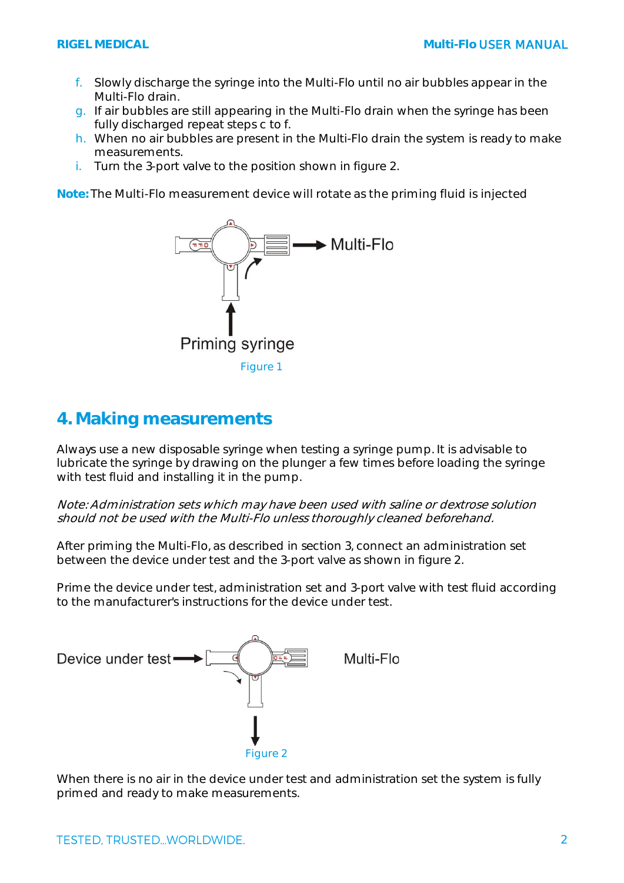f. Slowly discharge the syringe into the Multi-Flo until no air bubbles appear in the Multi-Flo drain.
g. If air bubbles are still appearing in the Multi-Flo drain when the syringe has been fully discharged repeat steps c to f.
h. When no air bubbles are present in the Multi-Flo drain the system is ready to make measurements.
i. Turn the 3-port valve to the position shown in figure 2.

**Note:** The Multi-Flo measurement device will rotate as the priming fluid is injected

Multi-Flo

Priming syringe

Figure 1

# 4. Making measurements

Always use a new disposable syringe when testing a syringe pump. It is advisable to lubricate the syringe by drawing on the plunger a few times before loading the syringe with test fluid and installing it in the pump.

*Note: Administration sets which may have been used with saline or dextrose solution should not be used with the Multi-Flo unless thoroughly cleaned beforehand.*

After priming the Multi-Flo, as described in section 3, connect an administration set between the device under test and the 3-port valve as shown in figure 2.

Prime the device under test, administration set and 3-port valve with test fluid according to the manufacturer's instructions for the device under test.

Device under test

Multi-Flo

Figure 2

When there is no air in the device under test and administration set the system is fully primed and ready to make measurements.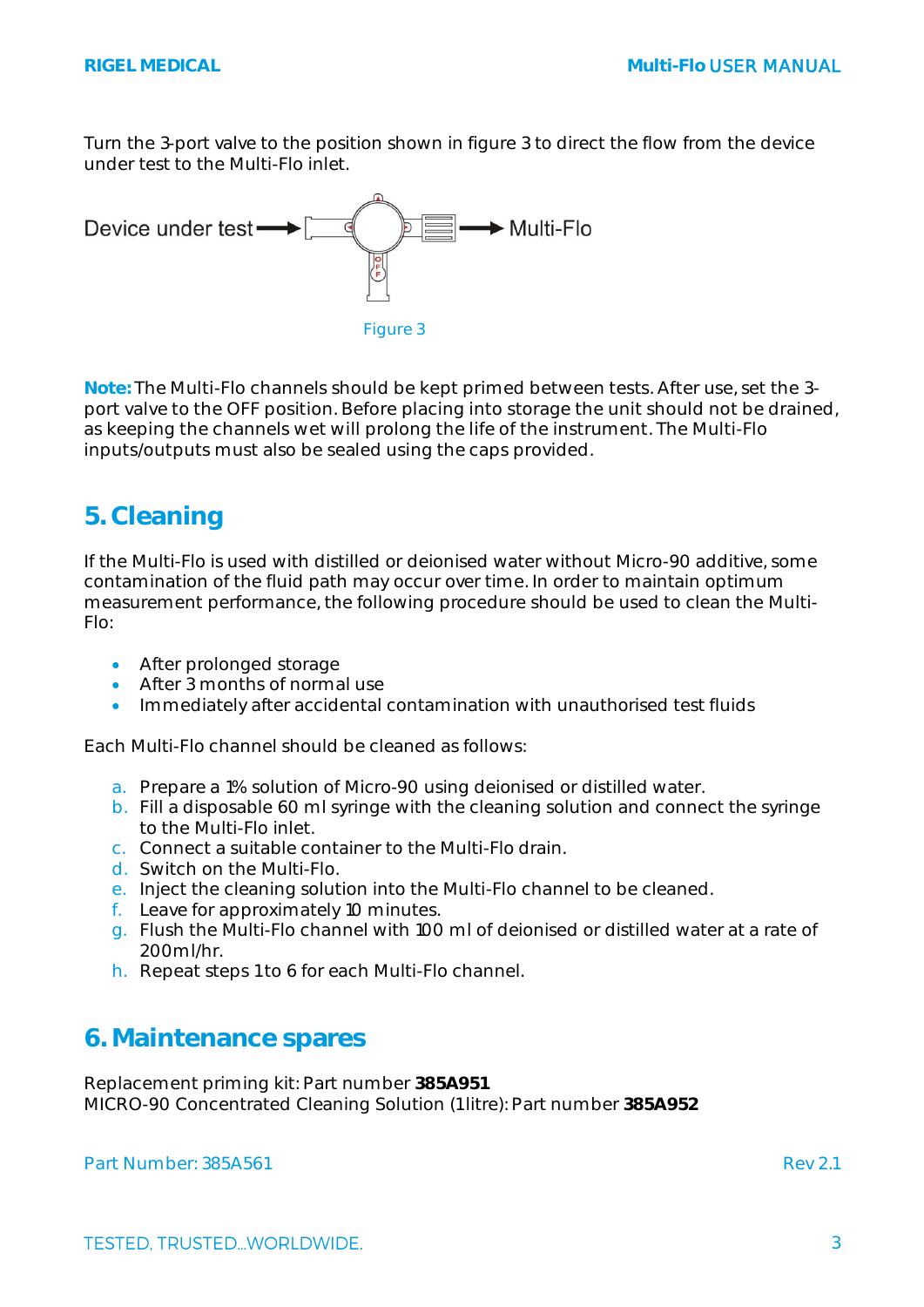Turn the 3-port valve to the position shown in figure 3 to direct the flow from the device under test to the Multi-Flo inlet.

Device under test → Multi-Flo

Figure 3

**Note:** The Multi-Flo channels should be kept primed between tests. After use, set the 3-port valve to the OFF position. Before placing into storage the unit should not be drained, as keeping the channels wet will prolong the life of the instrument. The Multi-Flo inputs/outputs must also be sealed using the caps provided.

## 5. Cleaning

If the Multi-Flo is used with distilled or deionised water without Micro-90 additive, some contamination of the fluid path may occur over time. In order to maintain optimum measurement performance, the following procedure should be used to clean the Multi-Flo:

- After prolonged storage
- After 3 months of normal use
- Immediately after accidental contamination with unauthorised test fluids

Each Multi-Flo channel should be cleaned as follows:

a. Prepare a 1% solution of Micro-90 using deionised or distilled water.
b. Fill a disposable 60 ml syringe with the cleaning solution and connect the syringe to the Multi-Flo inlet.
c. Connect a suitable container to the Multi-Flo drain.
d. Switch on the Multi-Flo.
e. Inject the cleaning solution into the Multi-Flo channel to be cleaned.
f. Leave for approximately 10 minutes.
g. Flush the Multi-Flo channel with 100 ml of deionised or distilled water at a rate of 200ml/hr.
h. Repeat steps 1 to 6 for each Multi-Flo channel.

## 6. Maintenance spares

Replacement priming kit: Part number **385A951**
MICRO-90 Concentrated Cleaning Solution (1 litre): Part number **385A952**

Part Number: 385A561 Rev 2.1